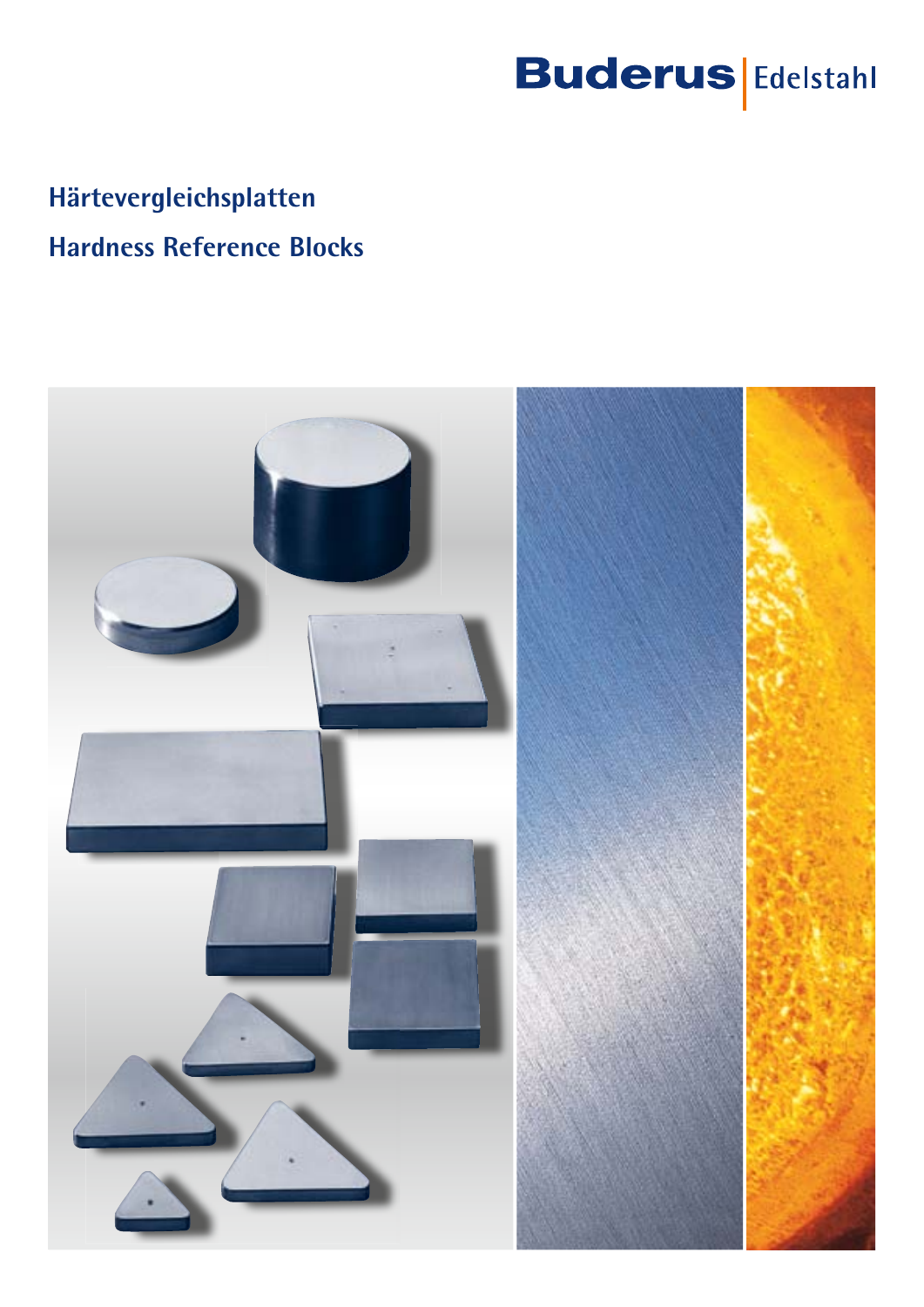Buderus Edelstahl

# Härtevergleichsplatten

# Hardness Reference Blocks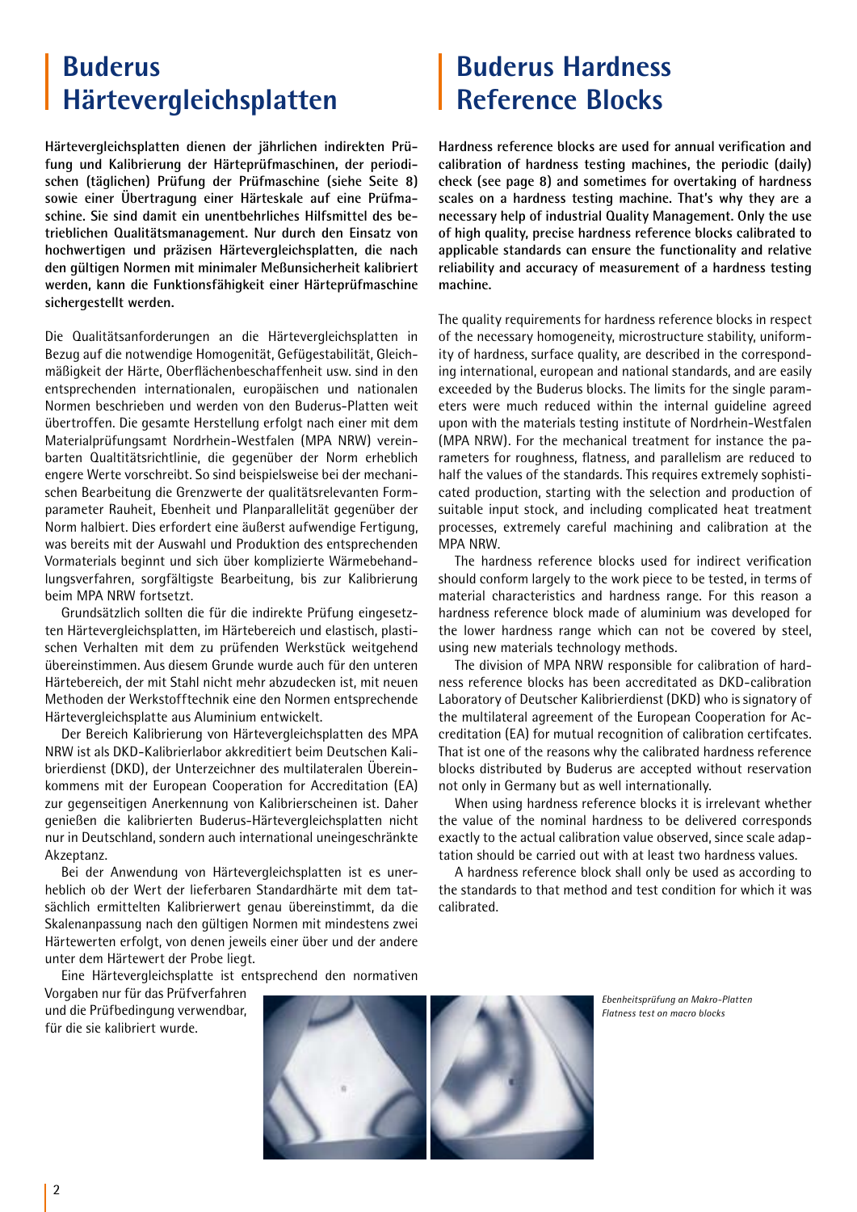# Buderus Härtevergleichsplatten

**Härtevergleichsplatten dienen der jährlichen indirekten Prüfung und Kalibrierung der Härteprüfmaschinen, der periodischen (täglichen) Prüfung der Prüfmaschine (siehe Seite 8) sowie einer Übertragung einer Härteskale auf eine Prüfmaschine. Sie sind damit ein unentbehrliches Hilfsmittel des betrieblichen Qualitätsmanagement. Nur durch den Einsatz von hochwertigen und präzisen Härtevergleichsplatten, die nach den gültigen Normen mit minimaler Meßunsicherheit kalibriert werden, kann die Funktionsfähigkeit einer Härteprüfmaschine sichergestellt werden.**

Die Qualitätsanforderungen an die Härtevergleichsplatten in Bezug auf die notwendige Homogenität, Gefügestabilität, Gleichmäßigkeit der Härte, Oberflächenbeschaffenheit usw. sind in den entsprechenden internationalen, europäischen und nationalen Normen beschrieben und werden von den Buderus-Platten weit übertroffen. Die gesamte Herstellung erfolgt nach einer mit dem Materialprüfungsamt Nordrhein-Westfalen (MPA NRW) vereinbarten Qualitätsrichtlinie, die gegenüber der Norm erheblich engere Werte vorschreibt. So sind beispielsweise bei der mechanischen Bearbeitung die Grenzwerte der qualitätsrelevanten Formparameter Rauheit, Ebenheit und Planparallelität gegenüber der Norm halbiert. Dies erfordert eine äußerst aufwendige Fertigung, was bereits mit der Auswahl und Produktion des entsprechenden Vormaterials beginnt und sich über komplizierte Wärmebehandlungsverfahren, sorgfältigste Bearbeitung, bis zur Kalibrierung beim MPA NRW fortsetzt.

Grundsätzlich sollten die für die indirekte Prüfung eingesetzten Härtevergleichsplatten, im Härtebereich und elastisch, plastischen Verhalten mit dem zu prüfenden Werkstück weitgehend übereinstimmen. Aus diesem Grunde wurde auch für den unteren Härtebereich, der mit Stahl nicht mehr abzudecken ist, mit neuen Methoden der Werkstofftechnik eine den Normen entsprechende Härtevergleichsplatte aus Aluminium entwickelt.

Der Bereich Kalibrierung von Härtevergleichsplatten des MPA NRW ist als DKD-Kalibrierlabor akkreditiert beim Deutschen Kalibrierdienst (DKD), der Unterzeichner des multilateralen Übereinkommens mit der European Cooperation for Accreditation (EA) zur gegenseitigen Anerkennung von Kalibrierscheinen ist. Daher genießen die kalibrierten Buderus-Härtevergleichsplatten nicht nur in Deutschland, sondern auch international uneingeschränkte Akzeptanz.

Bei der Anwendung von Härtevergleichsplatten ist es unerheblich ob der Wert der lieferbaren Standardhärte mit dem tatsächlich ermittelten Kalibrierwert genau übereinstimmt, da die Skalenanpassung nach den gültigen Normen mit mindestens zwei Härtewerten erfolgt, von denen jeweils einer über und der andere unter dem Härtewert der Probe liegt.

Eine Härtevergleichsplatte ist entsprechend den normativen Vorgaben nur für das Prüfverfahren und die Prüfbedingung verwendbar, für die sie kalibriert wurde.

# Buderus Hardness Reference Blocks

**Hardness reference blocks are used for annual verification and calibration of hardness testing machines, the periodic (daily) check (see page 8) and sometimes for overtaking of hardness scales on a hardness testing machine. That's why they are a necessary help of industrial Quality Management. Only the use of high quality, precise hardness reference blocks calibrated to applicable standards can ensure the functionality and relative reliability and accuracy of measurement of a hardness testing machine.**

The quality requirements for hardness reference blocks in respect of the necessary homogeneity, microstructure stability, uniformity of hardness, surface quality, are described in the corresponding international, european and national standards, and are easily exceeded by the Buderus blocks. The limits for the single parameters were much reduced within the internal guideline agreed upon with the materials testing institute of Nordrhein-Westfalen (MPA NRW). For the mechanical treatment for instance the parameters for roughness, flatness, and parallelism are reduced to half the values of the standards. This requires extremely sophisticated production, starting with the selection and production of suitable input stock, and including complicated heat treatment processes, extremely careful machining and calibration at the MPA NRW.

The hardness reference blocks used for indirect verification should conform largely to the work piece to be tested, in terms of material characteristics and hardness range. For this reason a hardness reference block made of aluminium was developed for the lower hardness range which can not be covered by steel, using new materials technology methods.

The division of MPA NRW responsible for calibration of hardness reference blocks has been accreditated as DKD-calibration Laboratory of Deutscher Kalibrierdienst (DKD) who is signatory of the multilateral agreement of the European Cooperation for Accreditation (EA) for mutual recognition of calibration certifcates. That ist one of the reasons why the calibrated hardness reference blocks distributed by Buderus are accepted without reservation not only in Germany but as well internationally.

When using hardness reference blocks it is irrelevant whether the value of the nominal hardness to be delivered corresponds exactly to the actual calibration value observed, since scale adaptation should be carried out with at least two hardness values.

A hardness reference block shall only be used as according to the standards to that method and test condition for which it was calibrated.

*Ebenheitsprüfung an Makro-Platten*
*Flatness test on macro blocks*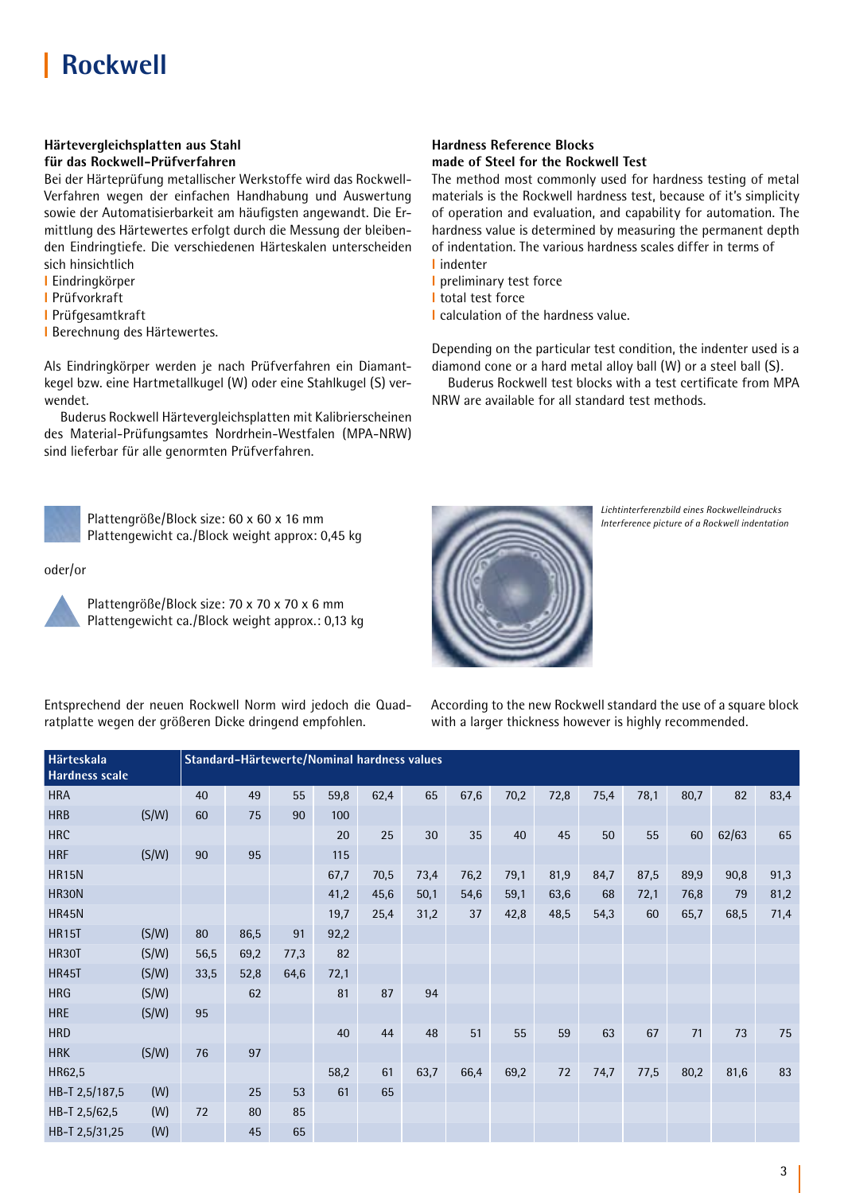# Rockwell

**Härtevergleichsplatten aus Stahl für das Rockwell-Prüfverfahren**

Bei der Härteprüfung metallischer Werkstoffe wird das Rockwell-Verfahren wegen der einfachen Handhabung und Auswertung sowie der Automatisierbarkeit am häufigsten angewandt. Die Ermittlung des Härtewertes erfolgt durch die Messung der bleibenden Eindringtiefe. Die verschiedenen Härteskalen unterscheiden sich hinsichtlich

- Eindringkörper
- Prüfvorkraft
- Prüfgesamtkraft
- Berechnung des Härtewertes.

Als Eindringkörper werden je nach Prüfverfahren ein Diamantkegel bzw. eine Hartmetallkugel (W) oder eine Stahlkugel (S) verwendet.

Buderus Rockwell Härtevergleichsplatten mit Kalibrierscheinen des Material-Prüfungsamtes Nordrhein-Westfalen (MPA-NRW) sind lieferbar für alle genormten Prüfverfahren.

**Hardness Reference Blocks made of Steel for the Rockwell Test**

The method most commonly used for hardness testing of metal materials is the Rockwell hardness test, because of it's simplicity of operation and evaluation, and capability for automation. The hardness value is determined by measuring the permanent depth of indentation. The various hardness scales differ in terms of

- indenter
- preliminary test force
- total test force
- calculation of the hardness value.

Depending on the particular test condition, the indenter used is a diamond cone or a hard metal alloy ball (W) or a steel ball (S).

Buderus Rockwell test blocks with a test certificate from MPA NRW are available for all standard test methods.

Plattengröße/Block size: 60 x 60 x 16 mm
Plattengewicht ca./Block weight approx: 0,45 kg

oder/or

Plattengröße/Block size: 70 x 70 x 70 x 6 mm
Plattengewicht ca./Block weight approx.: 0,13 kg

*Lichtinterferenzbild eines Rockwelleindrucks*
*Interference picture of a Rockwell indentation*

Entsprechend der neuen Rockwell Norm wird jedoch die Quadratplatte wegen der größeren Dicke dringend empfohlen.

According to the new Rockwell standard the use of a square block with a larger thickness however is highly recommended.

| Härteskala Hardness scale | | Standard-Härtewerte/Nominal hardness values | | | | | | | | | | | | | |
|---|---|---|---|---|---|---|---|---|---|---|---|---|---|---|---|
| HRA | | 40 | 49 | 55 | 59,8 | 62,4 | 65 | 67,6 | 70,2 | 72,8 | 75,4 | 78,1 | 80,7 | 82 | 83,4 |
| HRB | (S/W) | 60 | 75 | 90 | 100 | | | | | | | | | | |
| HRC | | | | | 20 | 25 | 30 | 35 | 40 | 45 | 50 | 55 | 60 | 62/63 | 65 |
| HRF | (S/W) | 90 | 95 | | 115 | | | | | | | | | | |
| HR15N | | | | | 67,7 | 70,5 | 73,4 | 76,2 | 79,1 | 81,9 | 84,7 | 87,5 | 89,9 | 90,8 | 91,3 |
| HR30N | | | | | 41,2 | 45,6 | 50,1 | 54,6 | 59,1 | 63,6 | 68 | 72,1 | 76,8 | 79 | 81,2 |
| HR45N | | | | | 19,7 | 25,4 | 31,2 | 37 | 42,8 | 48,5 | 54,3 | 60 | 65,7 | 68,5 | 71,4 |
| HR15T | (S/W) | 80 | 86,5 | 91 | 92,2 | | | | | | | | | | |
| HR30T | (S/W) | 56,5 | 69,2 | 77,3 | 82 | | | | | | | | | | |
| HR45T | (S/W) | 33,5 | 52,8 | 64,6 | 72,1 | | | | | | | | | | |
| HRG | (S/W) | | 62 | | 81 | 87 | 94 | | | | | | | | |
| HRE | (S/W) | 95 | | | | | | | | | | | | | |
| HRD | | | | | 40 | 44 | 48 | 51 | 55 | 59 | 63 | 67 | 71 | 73 | 75 |
| HRK | (S/W) | 76 | 97 | | | | | | | | | | | | |
| HR62,5 | | | | | 58,2 | 61 | 63,7 | 66,4 | 69,2 | 72 | 74,7 | 77,5 | 80,2 | 81,6 | 83 |
| HB-T 2,5/187,5 | (W) | | 25 | 53 | 61 | 65 | | | | | | | | | |
| HB-T 2,5/62,5 | (W) | 72 | 80 | 85 | | | | | | | | | | | |
| HB-T 2,5/31,25 | (W) | | 45 | 65 | | | | | | | | | | | |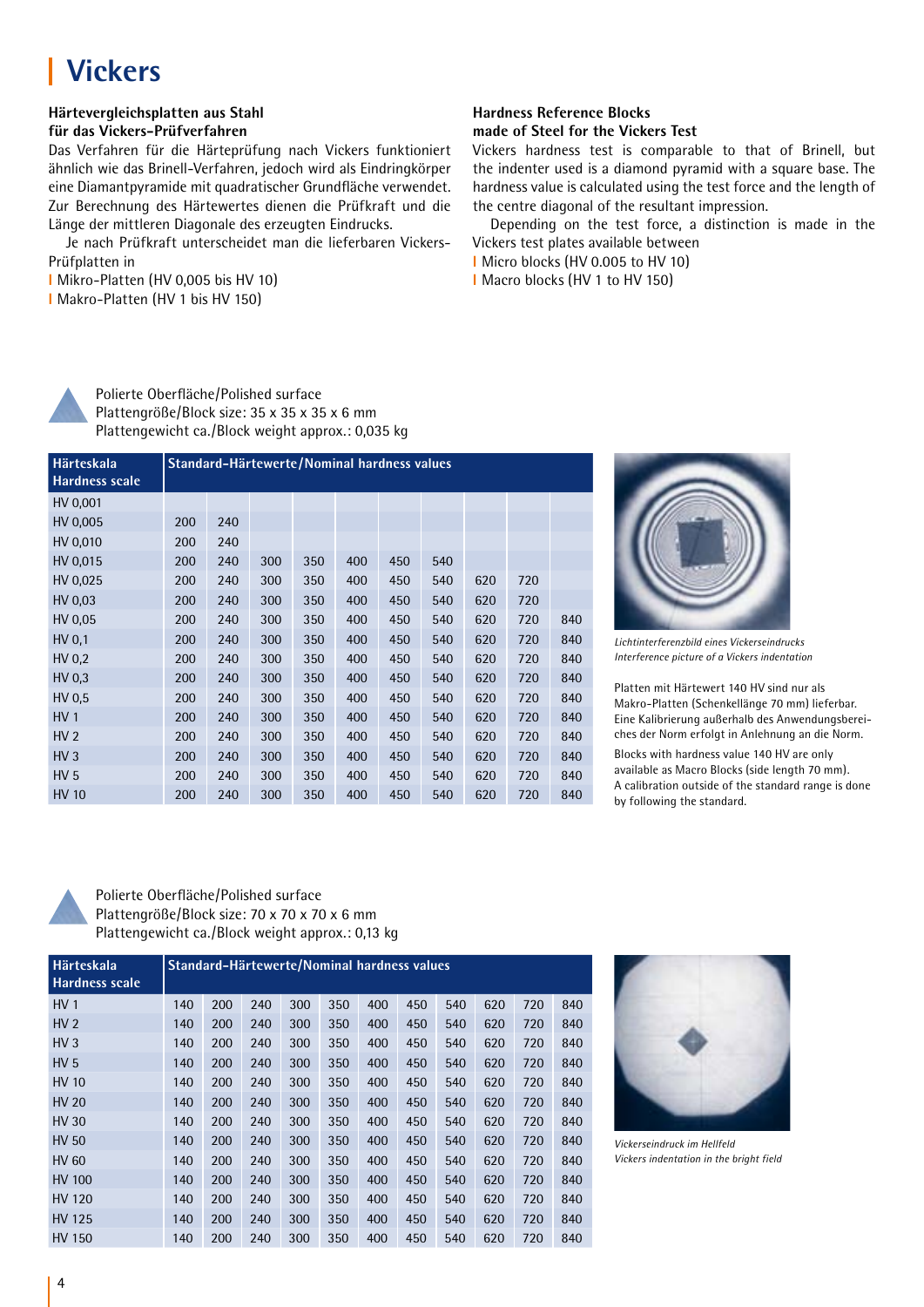# Vickers

**Härtevergleichsplatten aus Stahl für das Vickers-Prüfverfahren**

Das Verfahren für die Härteprüfung nach Vickers funktioniert ähnlich wie das Brinell-Verfahren, jedoch wird als Eindringkörper eine Diamantpyramide mit quadratischer Grundfläche verwendet. Zur Berechnung des Härtewertes dienen die Prüfkraft und die Länge der mittleren Diagonale des erzeugten Eindrucks.

Je nach Prüfkraft unterscheidet man die lieferbaren Vickers-Prüfplatten in

- Mikro-Platten (HV 0,005 bis HV 10)
- Makro-Platten (HV 1 bis HV 150)

**Hardness Reference Blocks made of Steel for the Vickers Test**

Vickers hardness test is comparable to that of Brinell, but the indenter used is a diamond pyramid with a square base. The hardness value is calculated using the test force and the length of the centre diagonal of the resultant impression.

Depending on the test force, a distinction is made in the Vickers test plates available between

- Micro blocks (HV 0.005 to HV 10)
- Macro blocks (HV 1 to HV 150)

Polierte Oberfläche/Polished surface
Plattengröße/Block size: 35 x 35 x 35 x 6 mm
Plattengewicht ca./Block weight approx.: 0,035 kg

| Härteskala Hardness scale | Standard-Härtewerte/Nominal hardness values | | | | | | | | | |
|---|---|---|---|---|---|---|---|---|---|---|
| HV 0,001 | | | | | | | | | | |
| HV 0,005 | 200 | 240 | | | | | | | | |
| HV 0,010 | 200 | 240 | | | | | | | | |
| HV 0,015 | 200 | 240 | 300 | 350 | 400 | 450 | 540 | | | |
| HV 0,025 | 200 | 240 | 300 | 350 | 400 | 450 | 540 | 620 | 720 | |
| HV 0,03 | 200 | 240 | 300 | 350 | 400 | 450 | 540 | 620 | 720 | |
| HV 0,05 | 200 | 240 | 300 | 350 | 400 | 450 | 540 | 620 | 720 | 840 |
| HV 0,1 | 200 | 240 | 300 | 350 | 400 | 450 | 540 | 620 | 720 | 840 |
| HV 0,2 | 200 | 240 | 300 | 350 | 400 | 450 | 540 | 620 | 720 | 840 |
| HV 0,3 | 200 | 240 | 300 | 350 | 400 | 450 | 540 | 620 | 720 | 840 |
| HV 0,5 | 200 | 240 | 300 | 350 | 400 | 450 | 540 | 620 | 720 | 840 |
| HV 1 | 200 | 240 | 300 | 350 | 400 | 450 | 540 | 620 | 720 | 840 |
| HV 2 | 200 | 240 | 300 | 350 | 400 | 450 | 540 | 620 | 720 | 840 |
| HV 3 | 200 | 240 | 300 | 350 | 400 | 450 | 540 | 620 | 720 | 840 |
| HV 5 | 200 | 240 | 300 | 350 | 400 | 450 | 540 | 620 | 720 | 840 |
| HV 10 | 200 | 240 | 300 | 350 | 400 | 450 | 540 | 620 | 720 | 840 |

*Lichtinterferenzbild eines Vickerseindrucks*
*Interference picture of a Vickers indentation*

Platten mit Härtewert 140 HV sind nur als Makro-Platten (Schenkellänge 70 mm) lieferbar. Eine Kalibrierung außerhalb des Anwendungsbereiches der Norm erfolgt in Anlehnung an die Norm.

Blocks with hardness value 140 HV are only available as Macro Blocks (side length 70 mm). A calibration outside of the standard range is done by following the standard.

Polierte Oberfläche/Polished surface
Plattengröße/Block size: 70 x 70 x 6 mm
Plattengewicht ca./Block weight approx.: 0,13 kg

| Härteskala Hardness scale | Standard-Härtewerte/Nominal hardness values | | | | | | | | | | |
|---|---|---|---|---|---|---|---|---|---|---|---|
| HV 1 | 140 | 200 | 240 | 300 | 350 | 400 | 450 | 540 | 620 | 720 | 840 |
| HV 2 | 140 | 200 | 240 | 300 | 350 | 400 | 450 | 540 | 620 | 720 | 840 |
| HV 3 | 140 | 200 | 240 | 300 | 350 | 400 | 450 | 540 | 620 | 720 | 840 |
| HV 5 | 140 | 200 | 240 | 300 | 350 | 400 | 450 | 540 | 620 | 720 | 840 |
| HV 10 | 140 | 200 | 240 | 300 | 350 | 400 | 450 | 540 | 620 | 720 | 840 |
| HV 20 | 140 | 200 | 240 | 300 | 350 | 400 | 450 | 540 | 620 | 720 | 840 |
| HV 30 | 140 | 200 | 240 | 300 | 350 | 400 | 450 | 540 | 620 | 720 | 840 |
| HV 50 | 140 | 200 | 240 | 300 | 350 | 400 | 450 | 540 | 620 | 720 | 840 |
| HV 60 | 140 | 200 | 240 | 300 | 350 | 400 | 450 | 540 | 620 | 720 | 840 |
| HV 100 | 140 | 200 | 240 | 300 | 350 | 400 | 450 | 540 | 620 | 720 | 840 |
| HV 120 | 140 | 200 | 240 | 300 | 350 | 400 | 450 | 540 | 620 | 720 | 840 |
| HV 125 | 140 | 200 | 240 | 300 | 350 | 400 | 450 | 540 | 620 | 720 | 840 |
| HV 150 | 140 | 200 | 240 | 300 | 350 | 400 | 450 | 540 | 620 | 720 | 840 |

*Vickerseindruck im Hellfeld*
*Vickers indentation in the bright field*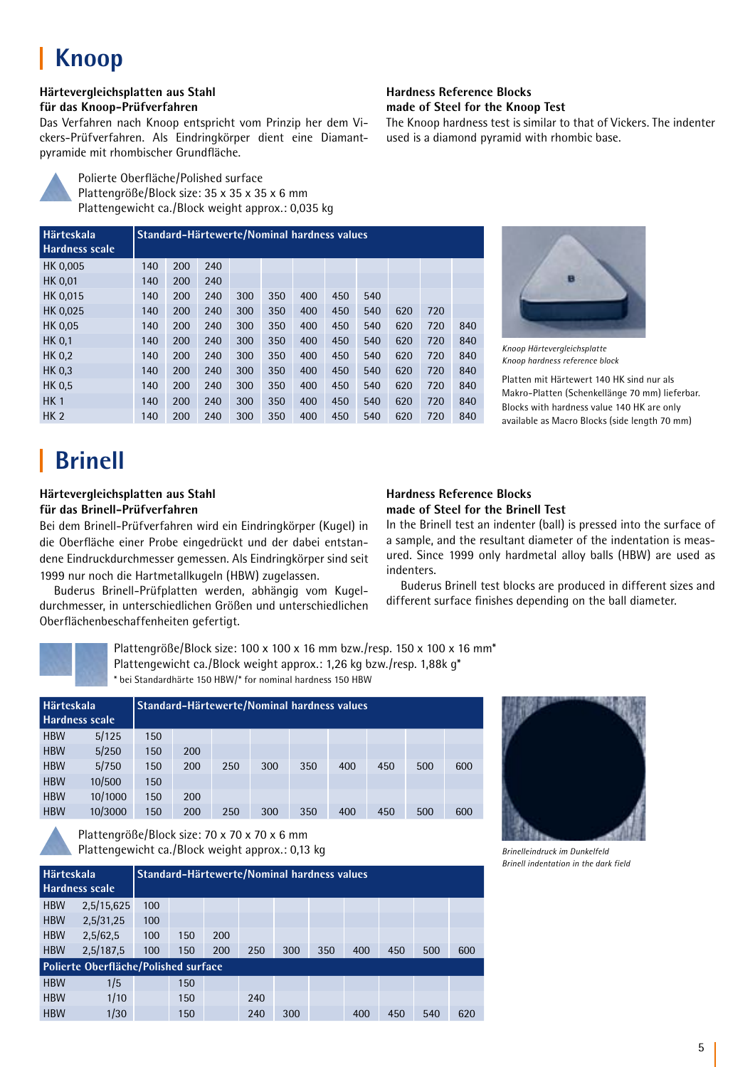# Knoop

**Härtevergleichsplatten aus Stahl**
**für das Knoop-Prüfverfahren**

Das Verfahren nach Knoop entspricht vom Prinzip her dem Vickers-Prüfverfahren. Als Eindringkörper dient eine Diamantpyramide mit rhombischer Grundfläche.

**Hardness Reference Blocks**
**made of Steel for the Knoop Test**

The Knoop hardness test is similar to that of Vickers. The indenter used is a diamond pyramid with rhombic base.

Polierte Oberfläche/Polished surface
Plattengröße/Block size: 35 x 35 x 6 mm
Plattengewicht ca./Block weight approx.: 0,035 kg

| Härteskala Hardness scale | Standard-Härtewerte/Nominal hardness values | | | | | | | | | | |
|---|---|---|---|---|---|---|---|---|---|---|---|
| HK 0,005 | 140 | 200 | 240 | | | | | | | | |
| HK 0,01 | 140 | 200 | 240 | | | | | | | | |
| HK 0,015 | 140 | 200 | 240 | 300 | 350 | 400 | 450 | 540 | | | |
| HK 0,025 | 140 | 200 | 240 | 300 | 350 | 400 | 450 | 540 | 620 | 720 | |
| HK 0,05 | 140 | 200 | 240 | 300 | 350 | 400 | 450 | 540 | 620 | 720 | 840 |
| HK 0,1 | 140 | 200 | 240 | 300 | 350 | 400 | 450 | 540 | 620 | 720 | 840 |
| HK 0,2 | 140 | 200 | 240 | 300 | 350 | 400 | 450 | 540 | 620 | 720 | 840 |
| HK 0,3 | 140 | 200 | 240 | 300 | 350 | 400 | 450 | 540 | 620 | 720 | 840 |
| HK 0,5 | 140 | 200 | 240 | 300 | 350 | 400 | 450 | 540 | 620 | 720 | 840 |
| HK 1 | 140 | 200 | 240 | 300 | 350 | 400 | 450 | 540 | 620 | 720 | 840 |
| HK 2 | 140 | 200 | 240 | 300 | 350 | 400 | 450 | 540 | 620 | 720 | 840 |

*Knoop Härtevergleichsplatte*
*Knoop hardness reference block*

Platten mit Härtewert 140 HK sind nur als Makro-Platten (Schenkellänge 70 mm) lieferbar.
Blocks with hardness value 140 HK are only available as Macro Blocks (side length 70 mm)

# Brinell

**Härtevergleichsplatten aus Stahl**
**für das Brinell-Prüfverfahren**

Bei dem Brinell-Prüfverfahren wird ein Eindringkörper (Kugel) in die Oberfläche einer Probe eingedrückt und der dabei entstandene Eindruckdurchmesser gemessen. Als Eindringkörper sind seit 1999 nur noch die Hartmetallkugeln (HBW) zugelassen.

Buderus Brinell-Prüfplatten werden, abhängig vom Kugeldurchmesser, in unterschiedlichen Größen und unterschiedlichen Oberflächenbeschaffenheiten gefertigt.

**Hardness Reference Blocks**
**made of Steel for the Brinell Test**

In the Brinell test an indenter (ball) is pressed into the surface of a sample, and the resultant diameter of the indentation is measured. Since 1999 only hardmetal alloy balls (HBW) are used as indenters.

Buderus Brinell test blocks are produced in different sizes and different surface finishes depending on the ball diameter.

Plattengröße/Block size: 100 x 100 x 16 mm bzw./resp. 150 x 100 x 16 mm*
Plattengewicht ca./Block weight approx.: 1,26 kg bzw./resp. 1,88k g*
* bei Standardhärte 150 HBW/* for nominal hardness 150 HBW

| Härteskala Hardness scale | | Standard-Härtewerte/Nominal hardness values | | | | | | | | |
|---|---|---|---|---|---|---|---|---|---|---|
| HBW | 5/125 | 150 | | | | | | | | |
| HBW | 5/250 | 150 | 200 | | | | | | | |
| HBW | 5/750 | 150 | 200 | 250 | 300 | 350 | 400 | 450 | 500 | 600 |
| HBW | 10/500 | 150 | | | | | | | | |
| HBW | 10/1000 | 150 | 200 | | | | | | | |
| HBW | 10/3000 | 150 | 200 | 250 | 300 | 350 | 400 | 450 | 500 | 600 |

Plattengröße/Block size: 70 x 70 x 6 mm
Plattengewicht ca./Block weight approx.: 0,13 kg

| Härteskala Hardness scale | | Standard-Härtewerte/Nominal hardness values | | | | | | | | | |
|---|---|---|---|---|---|---|---|---|---|---|---|
| HBW | 2,5/15,625 | 100 | | | | | | | | | |
| HBW | 2,5/31,25 | 100 | | | | | | | | | |
| HBW | 2,5/62,5 | 100 | 150 | 200 | | | | | | | |
| HBW | 2,5/187,5 | 100 | 150 | 200 | 250 | 300 | 350 | 400 | 450 | 500 | 600 |
| **Polierte Oberfläche/Polished surface** | | | | | | | | | | | |
| HBW | 1/5 | | 150 | | | | | | | | |
| HBW | 1/10 | | 150 | | 240 | | | | | | |
| HBW | 1/30 | | 150 | | 240 | 300 | | 400 | 450 | 540 | 620 |

*Brinelleindruck im Dunkelfeld*
*Brinell indentation in the dark field*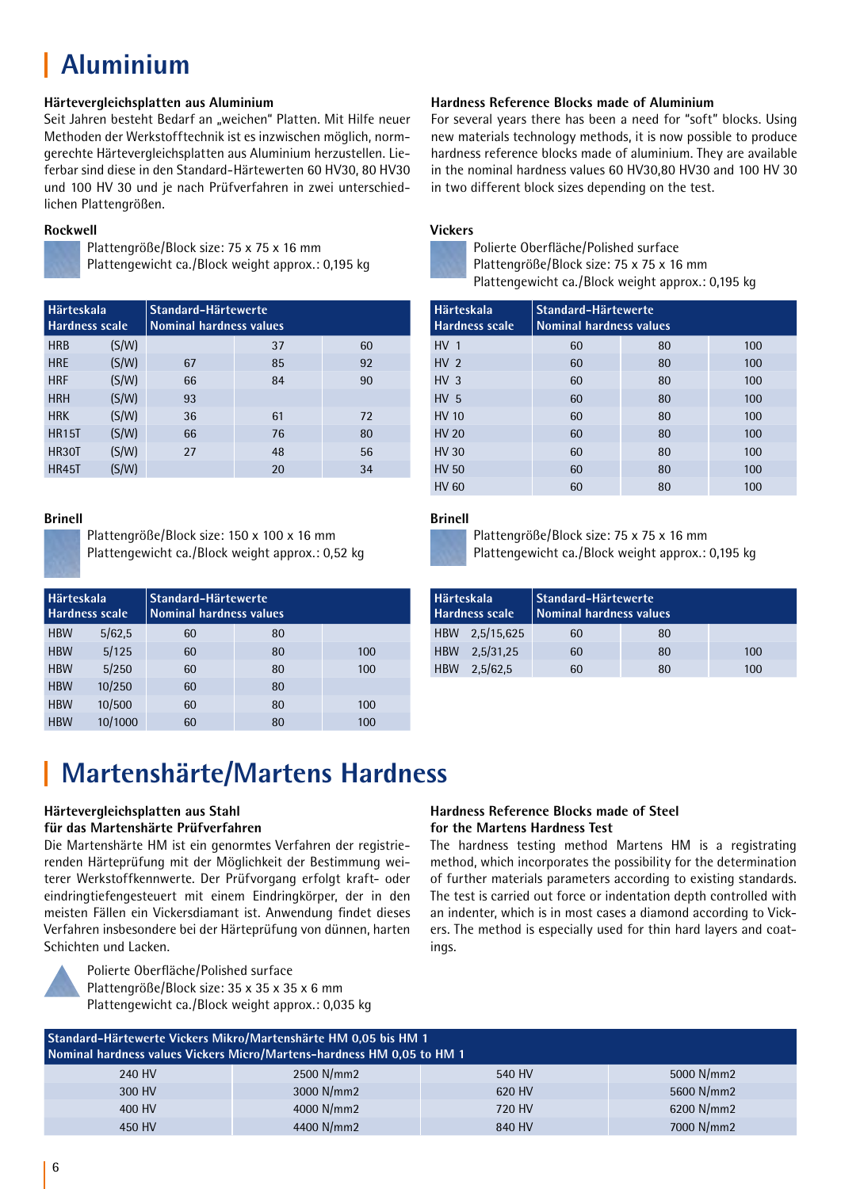# Aluminium

### Härtevergleichsplatten aus Aluminium

Seit Jahren besteht Bedarf an „weichen" Platten. Mit Hilfe neuer Methoden der Werkstofftechnik ist es inzwischen möglich, normgerechte Härtevergleichsplatten aus Aluminium herzustellen. Lieferbar sind diese in den Standard-Härtewerten 60 HV30, 80 HV30 und 100 HV 30 und je nach Prüfverfahren in zwei unterschiedlichen Plattengrößen.

### Hardness Reference Blocks made of Aluminium

For several years there has been a need for "soft" blocks. Using new materials technology methods, it is now possible to produce hardness reference blocks made of aluminium. They are available in the nominal hardness values 60 HV30,80 HV30 and 100 HV 30 in two different block sizes depending on the test.

### Rockwell

Plattengröße/Block size: 75 x 75 x 16 mm
Plattengewicht ca./Block weight approx.: 0,195 kg

| Härteskala Hardness scale | | Standard-Härtewerte Nominal hardness values | | |
|---|---|---|---|---|
| HRB | (S/W) | | 37 | 60 |
| HRE | (S/W) | 67 | 85 | 92 |
| HRF | (S/W) | 66 | 84 | 90 |
| HRH | (S/W) | 93 | | |
| HRK | (S/W) | 36 | 61 | 72 |
| HR15T | (S/W) | 66 | 76 | 80 |
| HR30T | (S/W) | 27 | 48 | 56 |
| HR45T | (S/W) | | 20 | 34 |

### Vickers

Polierte Oberfläche/Polished surface
Plattengröße/Block size: 75 x 75 x 16 mm
Plattengewicht ca./Block weight approx.: 0,195 kg

| Härteskala Hardness scale | Standard-Härtewerte Nominal hardness values | | |
|---|---|---|---|
| HV 1 | 60 | 80 | 100 |
| HV 2 | 60 | 80 | 100 |
| HV 3 | 60 | 80 | 100 |
| HV 5 | 60 | 80 | 100 |
| HV 10 | 60 | 80 | 100 |
| HV 20 | 60 | 80 | 100 |
| HV 30 | 60 | 80 | 100 |
| HV 50 | 60 | 80 | 100 |
| HV 60 | 60 | 80 | 100 |

### Brinell

Plattengröße/Block size: 150 x 100 x 16 mm
Plattengewicht ca./Block weight approx.: 0,52 kg

| Härteskala Hardness scale | | Standard-Härtewerte Nominal hardness values | | |
|---|---|---|---|---|
| HBW | 5/62,5 | 60 | 80 | |
| HBW | 5/125 | 60 | 80 | 100 |
| HBW | 5/250 | 60 | 80 | 100 |
| HBW | 10/250 | 60 | 80 | |
| HBW | 10/500 | 60 | 80 | 100 |
| HBW | 10/1000 | 60 | 80 | 100 |

### Brinell

Plattengröße/Block size: 75 x 75 x 16 mm
Plattengewicht ca./Block weight approx.: 0,195 kg

| Härteskala Hardness scale | | Standard-Härtewerte Nominal hardness values | | |
|---|---|---|---|---|
| HBW | 2,5/15,625 | 60 | 80 | |
| HBW | 2,5/31,25 | 60 | 80 | 100 |
| HBW | 2,5/62,5 | 60 | 80 | 100 |

# Martenshärte/Martens Hardness

### Härtevergleichsplatten aus Stahl für das Martenshärte Prüfverfahren

Die Martenshärte HM ist ein genormtes Verfahren der registrierenden Härteprüfung mit der Möglichkeit der Bestimmung weiterer Werkstoffkennwerte. Der Prüfvorgang erfolgt kraft- oder eindringtiefengesteuert mit einem Eindringkörper, der in den meisten Fällen ein Vickersdiamant ist. Anwendung findet dieses Verfahren insbesondere bei der Härteprüfung von dünnen, harten Schichten und Lacken.

### Hardness Reference Blocks made of Steel for the Martens Hardness Test

The hardness testing method Martens HM is a registrating method, which incorporates the possibility for the determination of further materials parameters according to existing standards. The test is carried out force or indentation depth controlled with an indenter, which is in most cases a diamond according to Vickers. The method is especially used for thin hard layers and coatings.

Polierte Oberfläche/Polished surface
Plattengröße/Block size: 35 x 35 x 6 mm
Plattengewicht ca./Block weight approx.: 0,035 kg

| Standard-Härtewerte Vickers Mikro/Martenshärte HM 0,05 bis HM 1 Nominal hardness values Vickers Micro/Martens-hardness HM 0,05 to HM 1 | | | |
|---|---|---|---|
| 240 HV | 2500 N/mm2 | 540 HV | 5000 N/mm2 |
| 300 HV | 3000 N/mm2 | 620 HV | 5600 N/mm2 |
| 400 HV | 4000 N/mm2 | 720 HV | 6200 N/mm2 |
| 450 HV | 4400 N/mm2 | 840 HV | 7000 N/mm2 |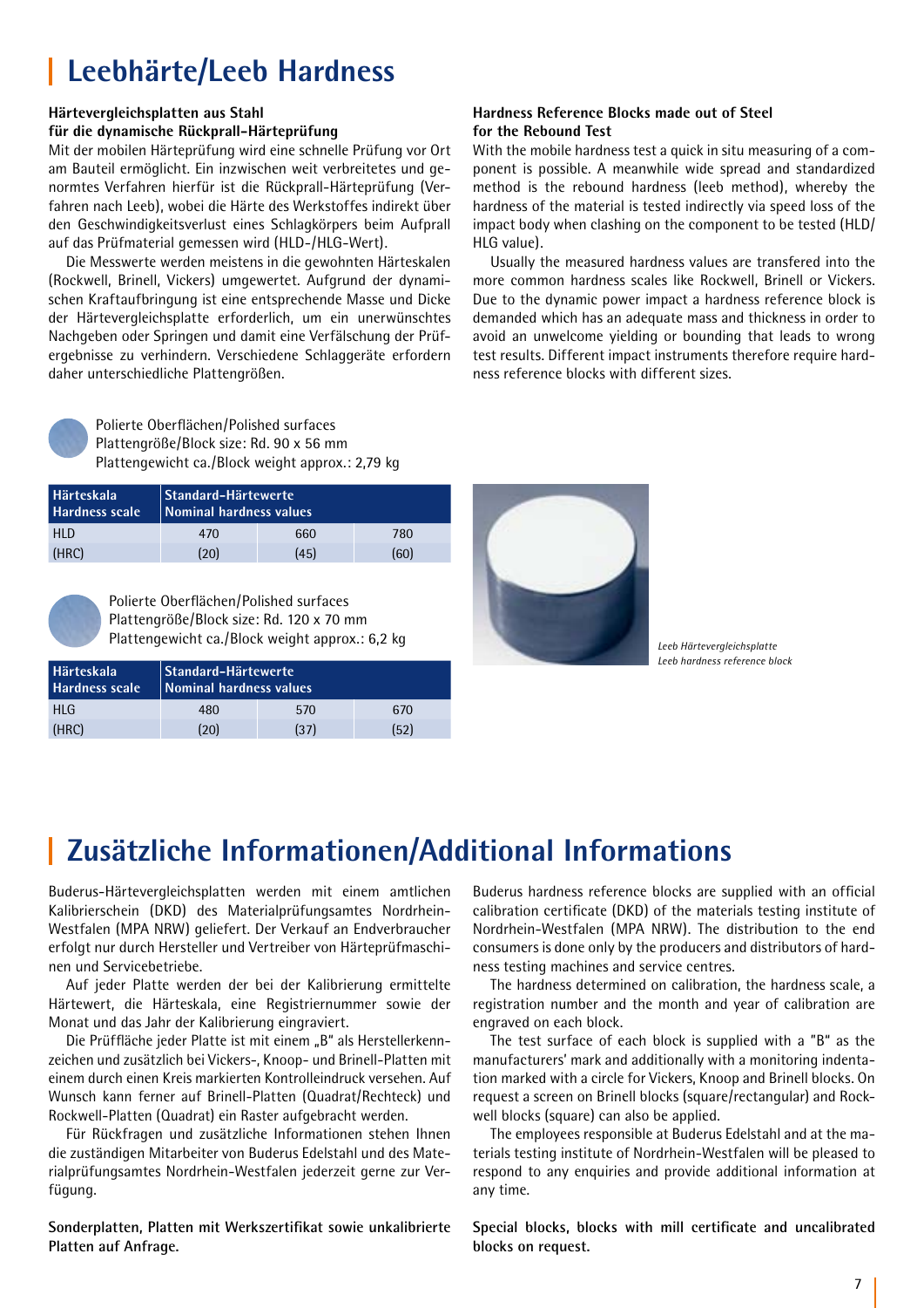# Leebhärte/Leeb Hardness

**Härtevergleichsplatten aus Stahl für die dynamische Rückprall-Härteprüfung**

Mit der mobilen Härteprüfung wird eine schnelle Prüfung vor Ort am Bauteil ermöglicht. Ein inzwischen weit verbreitetes und genormtes Verfahren hierfür ist die Rückprall-Härteprüfung (Verfahren nach Leeb), wobei die Härte des Werkstoffes indirekt über den Geschwindigkeitsverlust eines Schlagkörpers beim Aufprall auf das Prüfmaterial gemessen wird (HLD-/HLG-Wert).

Die Messwerte werden meistens in die gewohnten Härteskalen (Rockwell, Brinell, Vickers) umgewertet. Aufgrund der dynamischen Kraftaufbringung ist eine entsprechende Masse und Dicke der Härtevergleichsplatte erforderlich, um ein unerwünschtes Nachgeben oder Springen und damit eine Verfälschung der Prüfergebnisse zu verhindern. Verschiedene Schlaggeräte erfordern daher unterschiedliche Plattengrößen.

**Hardness Reference Blocks made out of Steel for the Rebound Test**

With the mobile hardness test a quick in situ measuring of a component is possible. A meanwhile wide spread and standardized method is the rebound hardness (leeb method), whereby the hardness of the material is tested indirectly via speed loss of the impact body when clashing on the component to be tested (HLD/HLG value).

Usually the measured hardness values are transfered into the more common hardness scales like Rockwell, Brinell or Vickers. Due to the dynamic power impact a hardness reference block is demanded which has an adequate mass and thickness in order to avoid an unwelcome yielding or bounding that leads to wrong test results. Different impact instruments therefore require hardness reference blocks with different sizes.

Polierte Oberflächen/Polished surfaces
Plattengröße/Block size: Rd. 90 x 56 mm
Plattengewicht ca./Block weight approx.: 2,79 kg

| Härteskala Hardness scale | Standard-Härtewerte Nominal hardness values | | |
|---|---|---|---|
| HLD | 470 | 660 | 780 |
| (HRC) | (20) | (45) | (60) |

Polierte Oberflächen/Polished surfaces
Plattengröße/Block size: Rd. 120 x 70 mm
Plattengewicht ca./Block weight approx.: 6,2 kg

| Härteskala Hardness scale | Standard-Härtewerte Nominal hardness values | | |
|---|---|---|---|
| HLG | 480 | 570 | 670 |
| (HRC) | (20) | (37) | (52) |

*Leeb Härtevergleichsplatte*
*Leeb hardness reference block*

# Zusätzliche Informationen/Additional Informations

Buderus-Härtevergleichsplatten werden mit einem amtlichen Kalibrierschein (DKD) des Materialprüfungsamtes Nordrhein-Westfalen (MPA NRW) geliefert. Der Verkauf an Endverbraucher erfolgt nur durch Hersteller und Vertreiber von Härteprüfmaschinen und Servicebetriebe.

Auf jeder Platte werden der bei der Kalibrierung ermittelte Härtewert, die Härteskala, eine Registriernummer sowie der Monat und das Jahr der Kalibrierung eingraviert.

Die Prüffläche jeder Platte ist mit einem „B" als Herstellerkennzeichen und zusätzlich bei Vickers-, Knoop- und Brinell-Platten mit einem durch einen Kreis markierten Kontrolleindruck versehen. Auf Wunsch kann ferner auf Brinell-Platten (Quadrat/Rechteck) und Rockwell-Platten (Quadrat) ein Raster aufgebracht werden.

Für Rückfragen und zusätzliche Informationen stehen Ihnen die zuständigen Mitarbeiter von Buderus Edelstahl und des Materialprüfungsamtes Nordrhein-Westfalen jederzeit gerne zur Verfügung.

**Sonderplatten, Platten mit Werkszertifikat sowie unkalibrierte Platten auf Anfrage.**

Buderus hardness reference blocks are supplied with an official calibration certificate (DKD) of the materials testing institute of Nordrhein-Westfalen (MPA NRW). The distribution to the end consumers is done only by the producers and distributors of hardness testing machines and service centres.

The hardness determined on calibration, the hardness scale, a registration number and the month and year of calibration are engraved on each block.

The test surface of each block is supplied with a "B" as the manufacturers' mark and additionally with a monitoring indentation marked with a circle for Vickers, Knoop and Brinell blocks. On request a screen on Brinell blocks (square/rectangular) and Rockwell blocks (square) can also be applied.

The employees responsible at Buderus Edelstahl and at the materials testing institute of Nordrhein-Westfalen will be pleased to respond to any enquiries and provide additional information at any time.

**Special blocks, blocks with mill certificate and uncalibrated blocks on request.**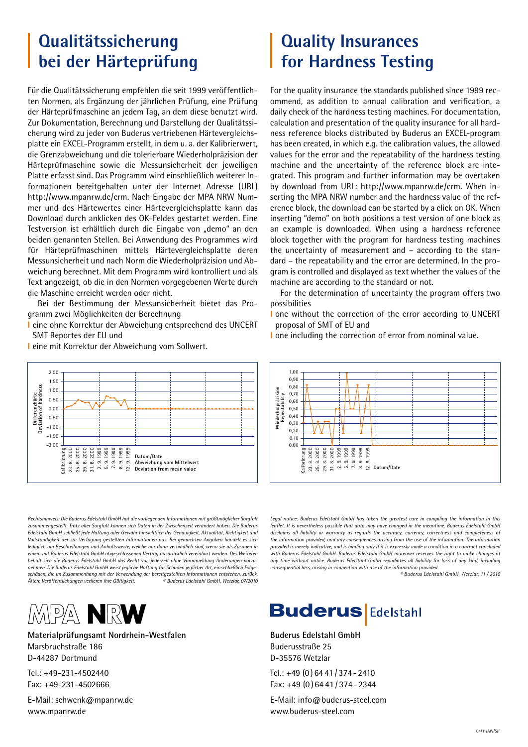# Qualitätssicherung bei der Härteprüfung

Für die Qualitätssicherung empfehlen die seit 1999 veröffentlichten Normen, als Ergänzung der jährlichen Prüfung, eine Prüfung der Härteprüfmaschine an jedem Tag, an dem diese benutzt wird. Zur Dokumentation, Berechnung und Darstellung der Qualitätssicherung wird zu jeder von Buderus vertriebenen Härtevergleichsplatte ein EXCEL-Programm erstellt, in dem u. a. der Kalibrierwert, die Grenzabweichung und die tolerierbare Wiederholpräzision der Härteprüfmaschine sowie die Messunsicherheit der jeweiligen Platte erfasst sind. Das Programm wird einschließlich weiterer Informationen bereitgehalten unter der Internet Adresse (URL) http://www.mpanrw.de/crm. Nach Eingabe der MPA NRW Nummer und des Härtewertes einer Härtevergleichsplatte kann das Download durch anklicken des OK-Feldes gestartet werden. Eine Testversion ist erhältlich durch die Eingabe von „demo" an den beiden genannten Stellen. Bei Anwendung des Programmes wird für Härteprüfmaschinen mittels Härtevergleichsplatte deren Messunsicherheit und nach Norm die Wiederholpräzision und Abweichung berechnet. Mit dem Programm wird kontrolliert und als Text angezeigt, ob die in den Normen vorgegebenen Werte durch die Maschine erreicht werden oder nicht.

Bei der Bestimmung der Messunsicherheit bietet das Programm zwei Möglichkeiten der Berechnung

- eine ohne Korrektur der Abweichung entsprechend des UNCERT SMT Reportes der EU und
- eine mit Korrektur der Abweichung vom Sollwert.

2,00
1,50
1,00
0,50
0,00
−0,50
−1,00
−1,50
−2,00

Differenzhärte
Deviation of hardness

Kalibrierung
23. 8. 2000
25. 8. 2000
29. 8. 2000
31. 8. 2000
2. 9. 1999
5. 9. 1999
7. 9. 1999
8. 9. 1999
12. 9. 1999

Datum/Date
Abweichung vom Mittelwert
Deviation from mean value

# Quality Insurances for Hardness Testing

For the quality insurance the standards published since 1999 recommend, as addition to annual calibration and verification, a daily check of the hardness testing machines. For documentation, calculation and presentation of the quality insurance for all hardness reference blocks distributed by Buderus an EXCEL-program has been created, in which e.g. the calibration values, the allowed values for the error and the repeatability of the hardness testing machine and the uncertainty of the reference block are integrated. This program and further information may be overtaken by download from URL: http://www.mpanrw.de/crm. When inserting the MPA NRW number and the hardness value of the reference block, the download can be started by a click on OK. When inserting "demo" on both positions a test version of one block as an example is downloaded. When using a hardness reference block together with the program for hardness testing machines the uncertainty of measurement and – according to the standard – the repeatability and the error are determined. In the program is controlled and displayed as text whether the values of the machine are according to the standard or not.

For the determination of uncertainty the program offers two possibilities

- one without the correction of the error according to UNCERT proposal of SMT of EU and
- one including the correction of error from nominal value.

1,00
0,90
0,80
0,70
0,60
0,50
0,40
0,30
0,20
0,10
0,00

Wiederholpräzision
Repeatability

Kalibrierung
23. 8. 2000
25. 8. 2000
29. 8. 2000
31. 8. 2000
2. 9. 1999
5. 9. 1999
7. 9. 1999
8. 9. 1999
12. 9. 1999

Datum/Date

*Rechtshinweis: Die Buderus Edelstahl GmbH hat die vorliegenden Informationen mit größtmöglicher Sorgfalt zusammengestellt. Trotz aller Sorgfalt können sich Daten in der Zwischenzeit verändert haben. Die Buderus Edelstahl GmbH schließt jede Haftung oder Gewähr hinsichtlich der Genauigkeit, Aktualität, Richtigkeit und Vollständigkeit der zur Verfügung gestellten Informationen aus. Bei gemachten Angaben handelt es sich lediglich um Beschreibungen und Anhaltswerte, welche nur dann verbindlich sind, wenn sie als Zusagen in einem mit Buderus Edelstahl GmbH abgeschlossenen Vertrag ausdrücklich vereinbart werden. Des Weiteren behält sich die Buderus Edelstahl GmbH das Recht vor, jederzeit ohne Voranmeldung Änderungen vorzunehmen. Die Buderus Edelstahl GmbH weist jegliche Haftung für Schäden jeglicher Art, einschließlich Folgeschäden, die im Zusammenhang mit der Verwendung der bereitgestellten Informationen entstehen, zurück. Ältere Veröffentlichungen verlieren ihre Gültigkeit.* *© Buderus Edelstahl GmbH, Wetzlar, 07/2010*

*Legal notice: Buderus Edelstahl GmbH has taken the greatest care in compiling the information in this leaflet. It is nevertheless possible that data may have changed in the meantime. Buderus Edelstahl GmbH disclaims all liability or warranty as regards the accuracy, currency, correctness and completeness of the information provided, and any consequences arising from the use of the information. The information provided is merely indicative, and is binding only if it is expressly made a condition in a contract concluded with Buderus Edelstahl GmbH. Buderus Edelstahl GmbH moreover reserves the right to make changes at any time without notice. Buderus Edelstahl GmbH repudiates all liability for loss of any kind, including consequential loss, arising in connection with use of the information provided.*

*© Buderus Edelstahl GmbH, Wetzlar, 11 / 2010*

MPA NRW

**Materialprüfungsamt Nordrhein-Westfalen**
Marsbruchstraße 186
D-44287 Dortmund

Tel.: +49-231-4502440
Fax: +49-231-4502666

E-Mail: schwenk@mpanrw.de
www.mpanrw.de

Buderus Edelstahl

**Buderus Edelstahl GmbH**
Buderusstraße 25
D-35576 Wetzlar

Tel.: +49 (0) 64 41 / 374 - 2410
Fax: +49 (0) 64 41 / 374 - 2344

E-Mail: info@buderus-steel.com
www.buderus-steel.com

04/11/AW/S/F